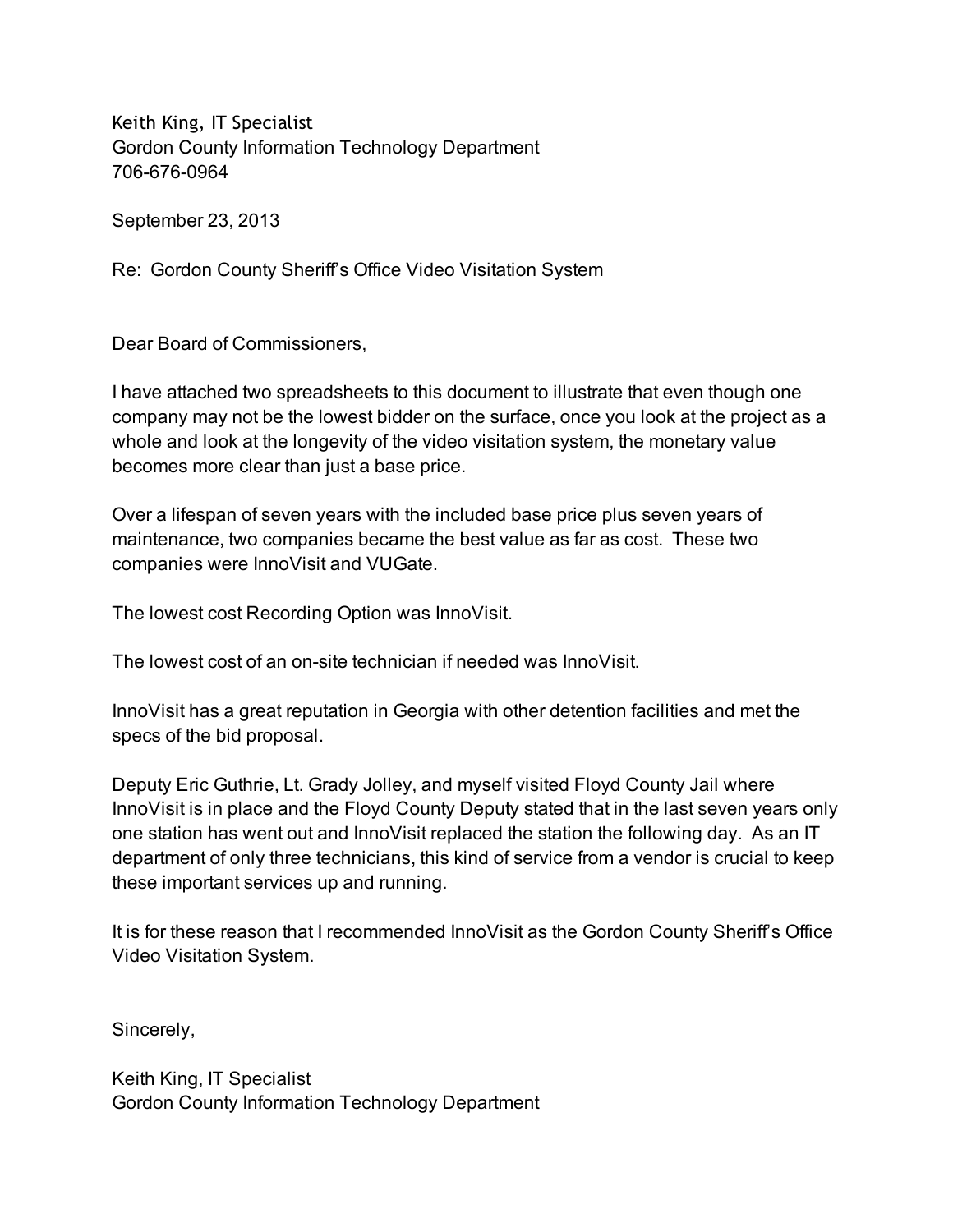Keith King, IT Specialist
Gordon County Information Technology Department
706-676-0964

September 23, 2013

Re: Gordon County Sheriff's Office Video Visitation System

Dear Board of Commissioners,

I have attached two spreadsheets to this document to illustrate that even though one company may not be the lowest bidder on the surface, once you look at the project as a whole and look at the longevity of the video visitation system, the monetary value becomes more clear than just a base price.

Over a lifespan of seven years with the included base price plus seven years of maintenance, two companies became the best value as far as cost. These two companies were InnoVisit and VUGate.

The lowest cost Recording Option was InnoVisit.

The lowest cost of an on-site technician if needed was InnoVisit.

InnoVisit has a great reputation in Georgia with other detention facilities and met the specs of the bid proposal.

Deputy Eric Guthrie, Lt. Grady Jolley, and myself visited Floyd County Jail where InnoVisit is in place and the Floyd County Deputy stated that in the last seven years only one station has went out and InnoVisit replaced the station the following day. As an IT department of only three technicians, this kind of service from a vendor is crucial to keep these important services up and running.

It is for these reason that I recommended InnoVisit as the Gordon County Sheriff's Office Video Visitation System.

Sincerely,

Keith King, IT Specialist
Gordon County Information Technology Department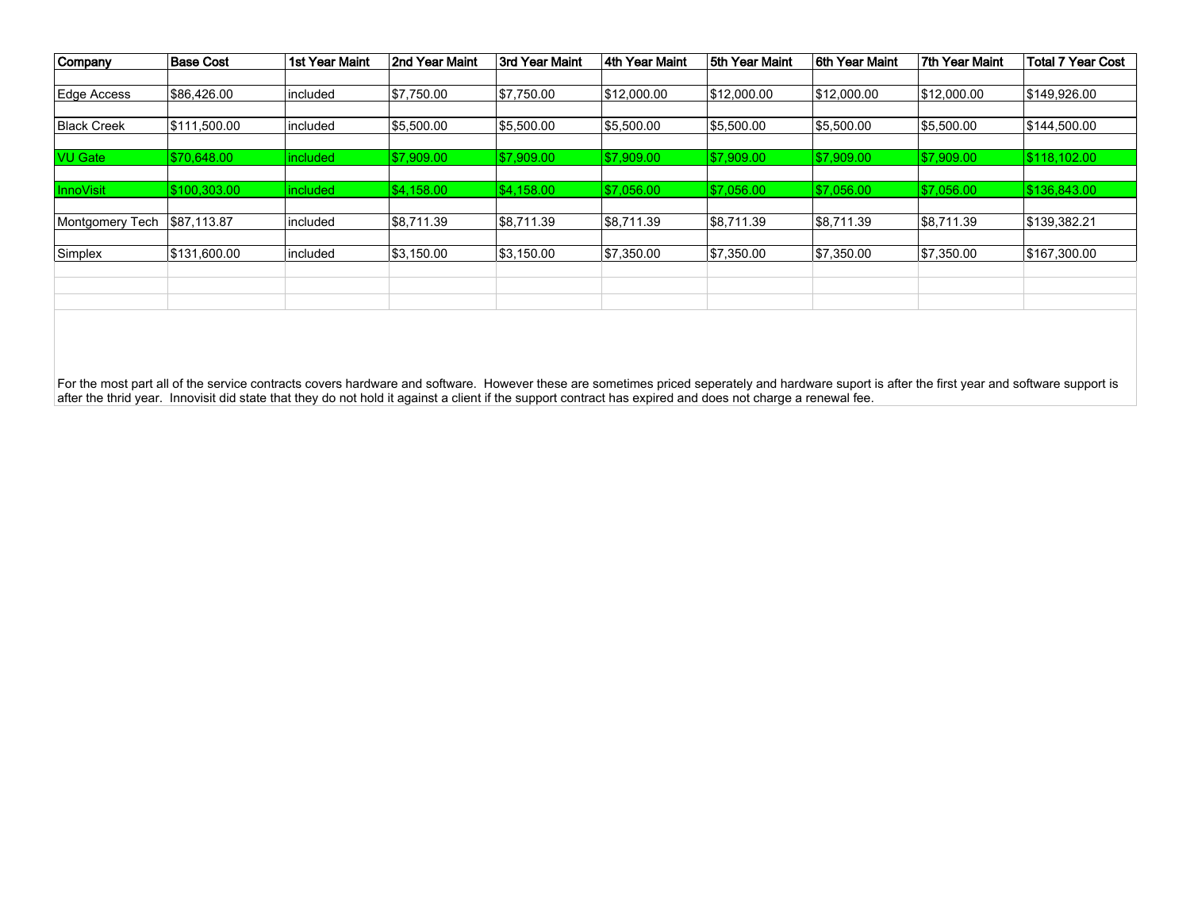| Company | Base Cost | 1st Year Maint | 2nd Year Maint | 3rd Year Maint | 4th Year Maint | 5th Year Maint | 6th Year Maint | 7th Year Maint | Total 7 Year Cost |
|---|---|---|---|---|---|---|---|---|---|
| Edge Access | $86,426.00 | included | $7,750.00 | $7,750.00 | $12,000.00 | $12,000.00 | $12,000.00 | $12,000.00 | $149,926.00 |
| Black Creek | $111,500.00 | included | $5,500.00 | $5,500.00 | $5,500.00 | $5,500.00 | $5,500.00 | $5,500.00 | $144,500.00 |
| VU Gate | $70,648.00 | included | $7,909.00 | $7,909.00 | $7,909.00 | $7,909.00 | $7,909.00 | $7,909.00 | $118,102.00 |
| InnoVisit | $100,303.00 | included | $4,158.00 | $4,158.00 | $7,056.00 | $7,056.00 | $7,056.00 | $7,056.00 | $136,843.00 |
| Montgomery Tech | $87,113.87 | included | $8,711.39 | $8,711.39 | $8,711.39 | $8,711.39 | $8,711.39 | $8,711.39 | $139,382.21 |
| Simplex | $131,600.00 | included | $3,150.00 | $3,150.00 | $7,350.00 | $7,350.00 | $7,350.00 | $7,350.00 | $167,300.00 |

For the most part all of the service contracts covers hardware and software. However these are sometimes priced seperately and hardware suport is after the first year and software support is after the thrid year. Innovisit did state that they do not hold it against a client if the support contract has expired and does not charge a renewal fee.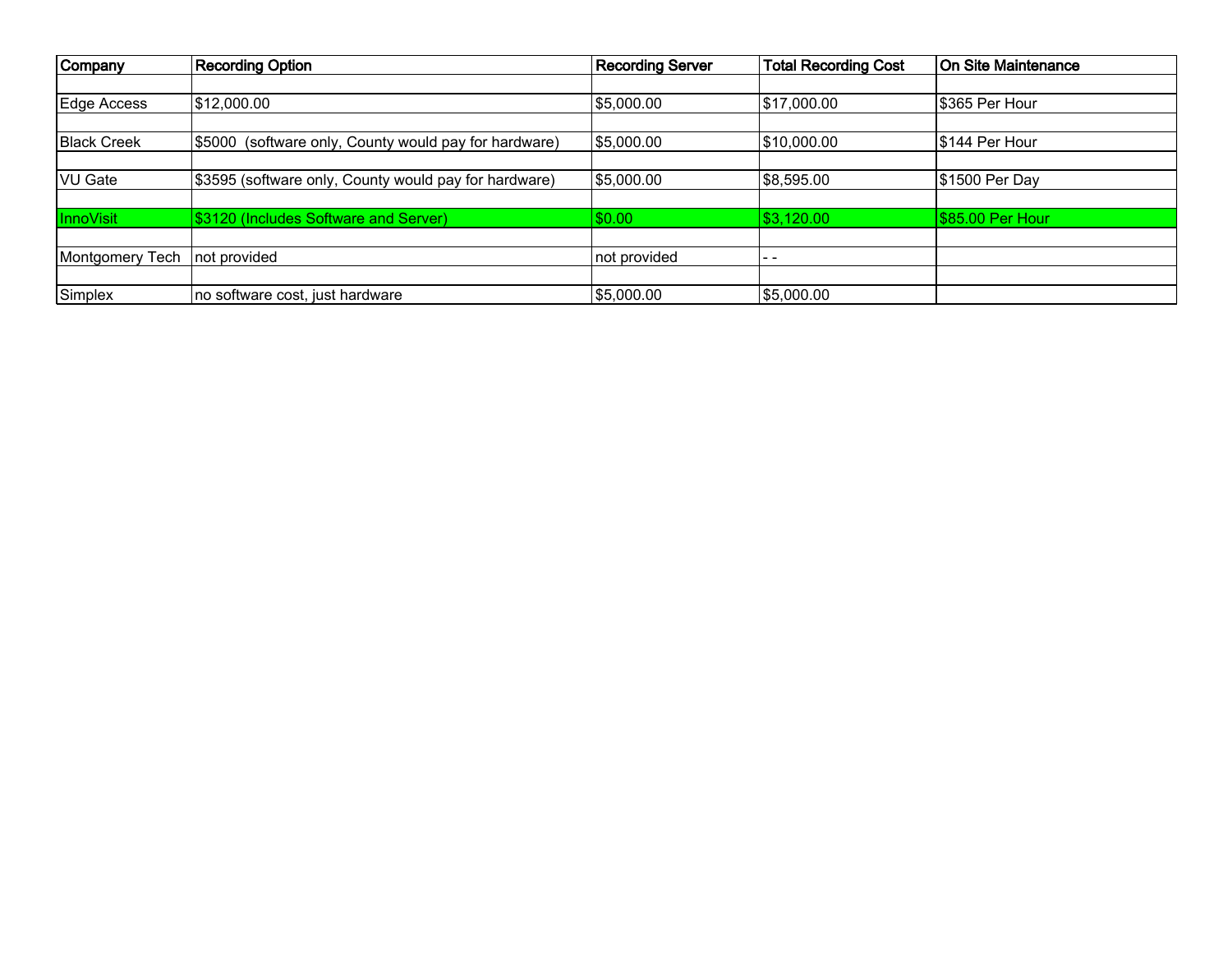| Company | Recording Option | Recording Server | Total Recording Cost | On Site Maintenance |
|---|---|---|---|---|
| | | | | |
| Edge Access | $12,000.00 | $5,000.00 | $17,000.00 | $365 Per Hour |
| | | | | |
| Black Creek | $5000 (software only, County would pay for hardware) | $5,000.00 | $10,000.00 | $144 Per Hour |
| | | | | |
| VU Gate | $3595 (software only, County would pay for hardware) | $5,000.00 | $8,595.00 | $1500 Per Day |
| | | | | |
| InnoVisit | $3120 (Includes Software and Server) | $0.00 | $3,120.00 | $85.00 Per Hour |
| | | | | |
| Montgomery Tech | not provided | not provided | - - | |
| | | | | |
| Simplex | no software cost, just hardware | $5,000.00 | $5,000.00 | |